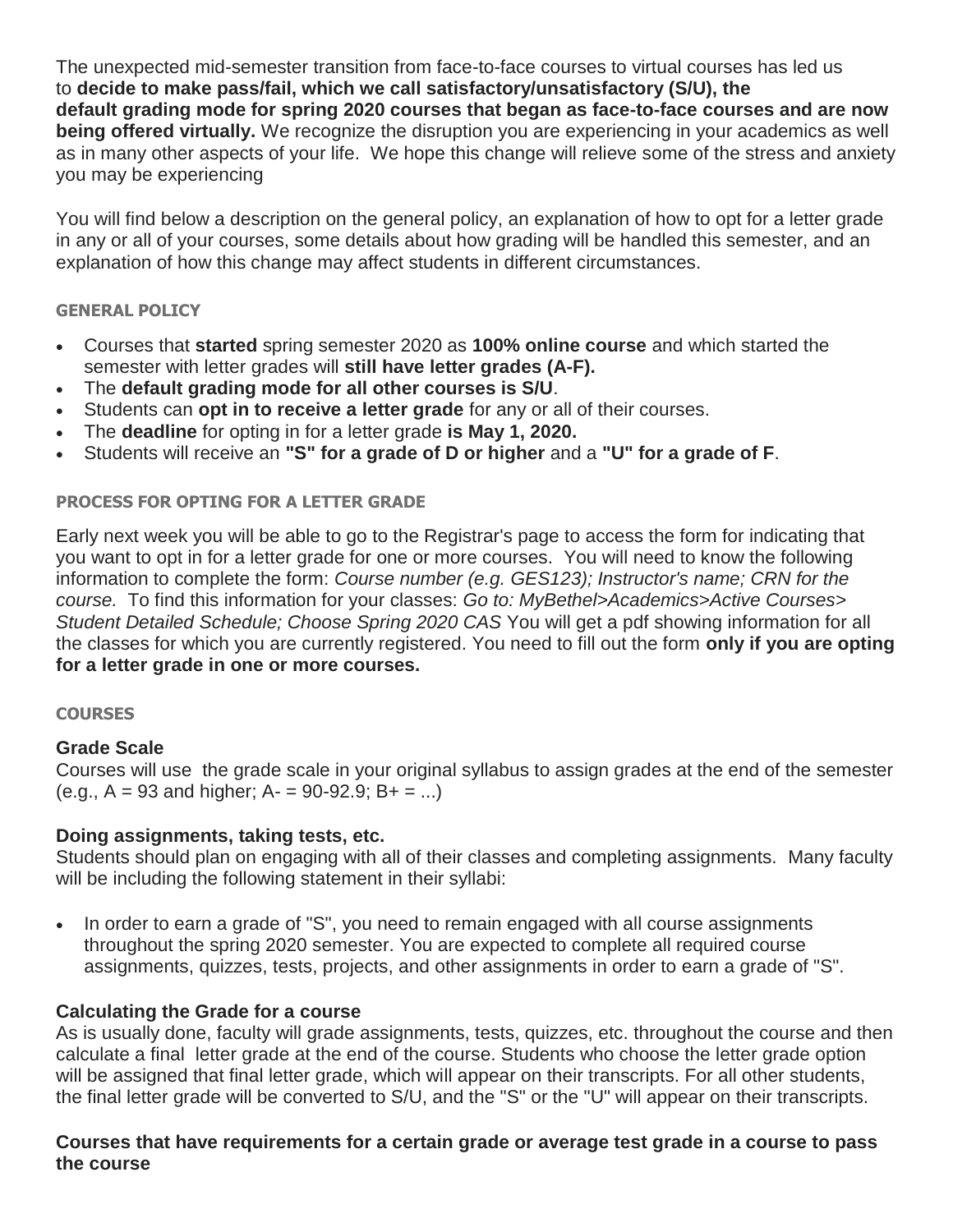The unexpected mid-semester transition from face-to-face courses to virtual courses has led us to **decide to make pass/fail, which we call satisfactory/unsatisfactory (S/U), the default grading mode for spring 2020 courses that began as face-to-face courses and are now being offered virtually.** We recognize the disruption you are experiencing in your academics as well as in many other aspects of your life. We hope this change will relieve some of the stress and anxiety you may be experiencing

You will find below a description on the general policy, an explanation of how to opt for a letter grade in any or all of your courses, some details about how grading will be handled this semester, and an explanation of how this change may affect students in different circumstances.

### GENERAL POLICY

- Courses that **started** spring semester 2020 as **100% online course** and which started the semester with letter grades will **still have letter grades (A-F).**
- The **default grading mode for all other courses is S/U**.
- Students can **opt in to receive a letter grade** for any or all of their courses.
- The **deadline** for opting in for a letter grade **is May 1, 2020.**
- Students will receive an **"S" for a grade of D or higher** and a **"U" for a grade of F**.

### PROCESS FOR OPTING FOR A LETTER GRADE

Early next week you will be able to go to the Registrar's page to access the form for indicating that you want to opt in for a letter grade for one or more courses. You will need to know the following information to complete the form: *Course number (e.g. GES123); Instructor's name; CRN for the course.* To find this information for your classes: *Go to: MyBethel>Academics>Active Courses> Student Detailed Schedule; Choose Spring 2020 CAS* You will get a pdf showing information for all the classes for which you are currently registered. You need to fill out the form **only if you are opting for a letter grade in one or more courses.**

### COURSES

**Grade Scale**

Courses will use the grade scale in your original syllabus to assign grades at the end of the semester (e.g., A = 93 and higher; A- = 90-92.9; B+ = ...)

**Doing assignments, taking tests, etc.**

Students should plan on engaging with all of their classes and completing assignments. Many faculty will be including the following statement in their syllabi:

- In order to earn a grade of "S", you need to remain engaged with all course assignments throughout the spring 2020 semester. You are expected to complete all required course assignments, quizzes, tests, projects, and other assignments in order to earn a grade of "S".

**Calculating the Grade for a course**

As is usually done, faculty will grade assignments, tests, quizzes, etc. throughout the course and then calculate a final letter grade at the end of the course. Students who choose the letter grade option will be assigned that final letter grade, which will appear on their transcripts. For all other students, the final letter grade will be converted to S/U, and the "S" or the "U" will appear on their transcripts.

**Courses that have requirements for a certain grade or average test grade in a course to pass the course**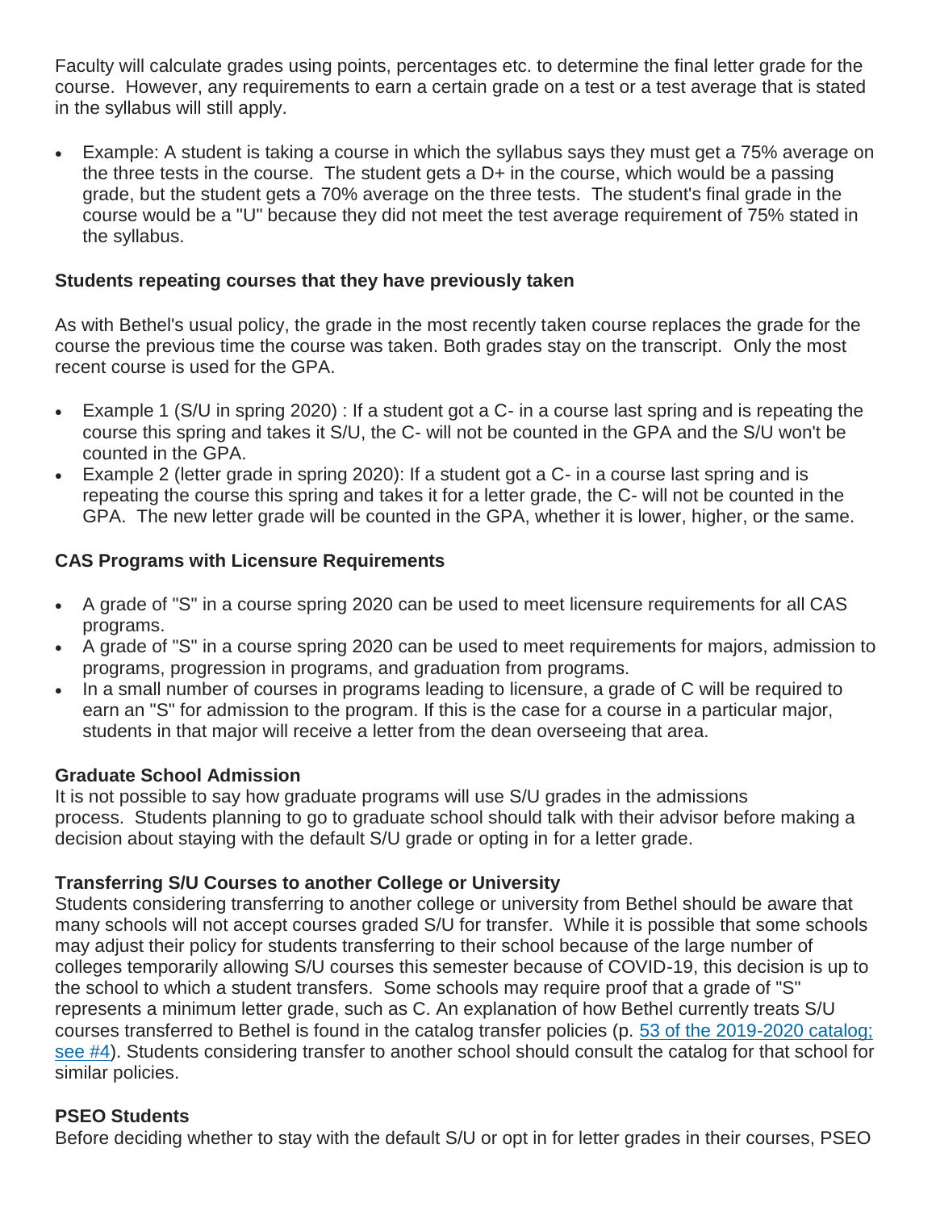Faculty will calculate grades using points, percentages etc. to determine the final letter grade for the course. However, any requirements to earn a certain grade on a test or a test average that is stated in the syllabus will still apply.

- Example: A student is taking a course in which the syllabus says they must get a 75% average on the three tests in the course. The student gets a D+ in the course, which would be a passing grade, but the student gets a 70% average on the three tests. The student's final grade in the course would be a "U" because they did not meet the test average requirement of 75% stated in the syllabus.

**Students repeating courses that they have previously taken**

As with Bethel's usual policy, the grade in the most recently taken course replaces the grade for the course the previous time the course was taken. Both grades stay on the transcript. Only the most recent course is used for the GPA.

- Example 1 (S/U in spring 2020) : If a student got a C- in a course last spring and is repeating the course this spring and takes it S/U, the C- will not be counted in the GPA and the S/U won't be counted in the GPA.
- Example 2 (letter grade in spring 2020): If a student got a C- in a course last spring and is repeating the course this spring and takes it for a letter grade, the C- will not be counted in the GPA. The new letter grade will be counted in the GPA, whether it is lower, higher, or the same.

**CAS Programs with Licensure Requirements**

- A grade of "S" in a course spring 2020 can be used to meet licensure requirements for all CAS programs.
- A grade of "S" in a course spring 2020 can be used to meet requirements for majors, admission to programs, progression in programs, and graduation from programs.
- In a small number of courses in programs leading to licensure, a grade of C will be required to earn an "S" for admission to the program. If this is the case for a course in a particular major, students in that major will receive a letter from the dean overseeing that area.

**Graduate School Admission**

It is not possible to say how graduate programs will use S/U grades in the admissions process. Students planning to go to graduate school should talk with their advisor before making a decision about staying with the default S/U grade or opting in for a letter grade.

**Transferring S/U Courses to another College or University**

Students considering transferring to another college or university from Bethel should be aware that many schools will not accept courses graded S/U for transfer. While it is possible that some schools may adjust their policy for students transferring to their school because of the large number of colleges temporarily allowing S/U courses this semester because of COVID-19, this decision is up to the school to which a student transfers. Some schools may require proof that a grade of "S" represents a minimum letter grade, such as C. An explanation of how Bethel currently treats S/U courses transferred to Bethel is found in the catalog transfer policies (p. 53 of the 2019-2020 catalog; see #4). Students considering transfer to another school should consult the catalog for that school for similar policies.

**PSEO Students**

Before deciding whether to stay with the default S/U or opt in for letter grades in their courses, PSEO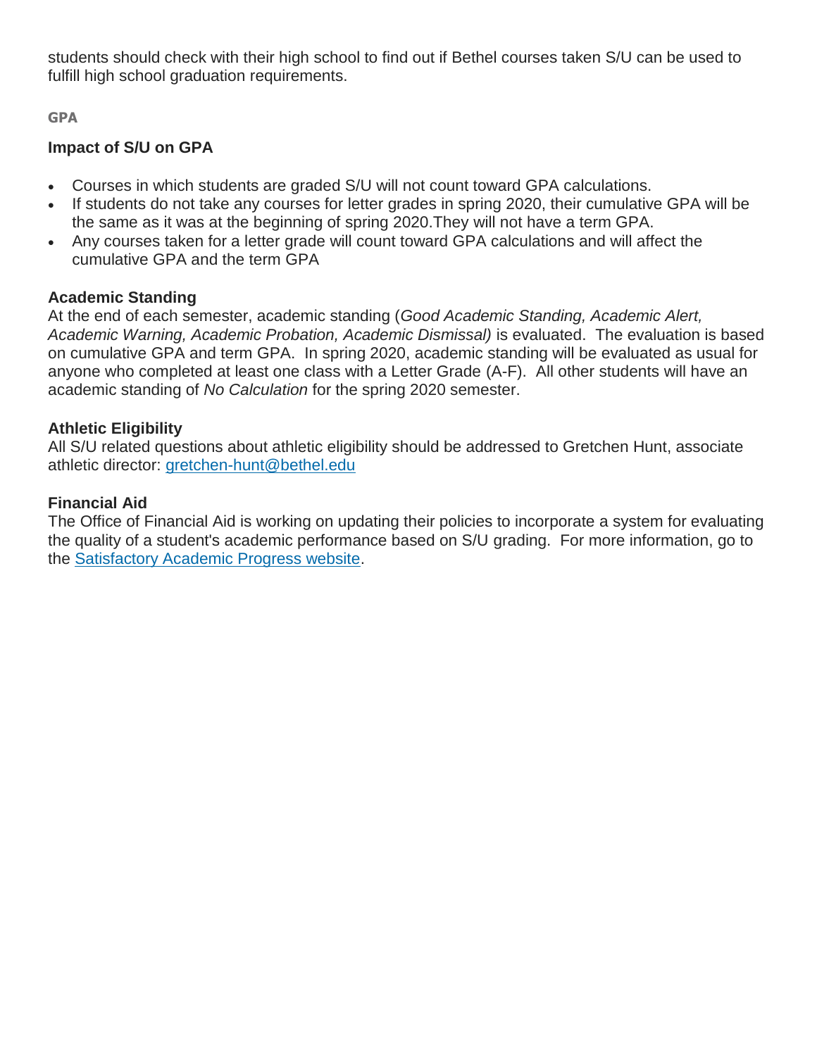students should check with their high school to find out if Bethel courses taken S/U can be used to fulfill high school graduation requirements.

## GPA

### Impact of S/U on GPA

- Courses in which students are graded S/U will not count toward GPA calculations.
- If students do not take any courses for letter grades in spring 2020, their cumulative GPA will be the same as it was at the beginning of spring 2020.They will not have a term GPA.
- Any courses taken for a letter grade will count toward GPA calculations and will affect the cumulative GPA and the term GPA

### Academic Standing

At the end of each semester, academic standing (*Good Academic Standing, Academic Alert, Academic Warning, Academic Probation, Academic Dismissal)* is evaluated. The evaluation is based on cumulative GPA and term GPA. In spring 2020, academic standing will be evaluated as usual for anyone who completed at least one class with a Letter Grade (A-F). All other students will have an academic standing of *No Calculation* for the spring 2020 semester.

### Athletic Eligibility

All S/U related questions about athletic eligibility should be addressed to Gretchen Hunt, associate athletic director: [gretchen-hunt@bethel.edu](mailto:gretchen-hunt@bethel.edu)

### Financial Aid

The Office of Financial Aid is working on updating their policies to incorporate a system for evaluating the quality of a student's academic performance based on S/U grading. For more information, go to the Satisfactory Academic Progress website.